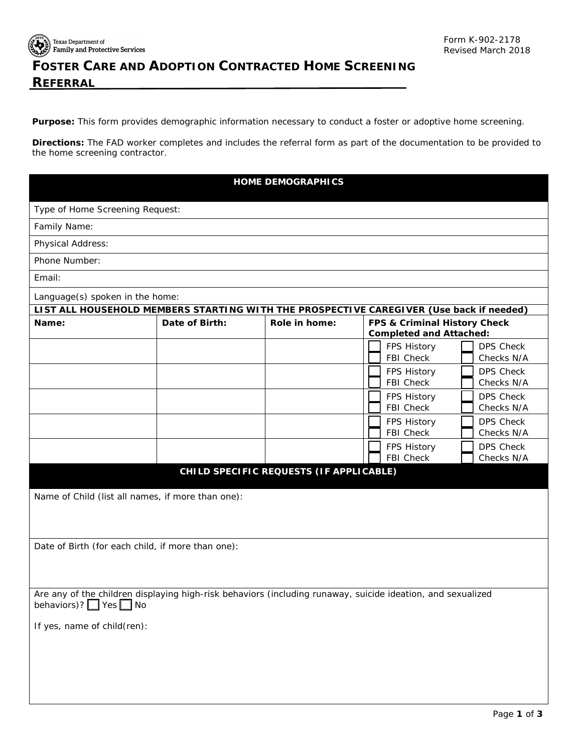Texas Department of Family and Protective Services

Form K-902-2178
Revised March 2018

# FOSTER CARE AND ADOPTION CONTRACTED HOME SCREENING REFERRAL

**Purpose:** This form provides demographic information necessary to conduct a foster or adoptive home screening.

**Directions:** The FAD worker completes and includes the referral form as part of the documentation to be provided to the home screening contractor.

## HOME DEMOGRAPHICS

Type of Home Screening Request:

Family Name:

Physical Address:

Phone Number:

Email:

Language(s) spoken in the home:

**LIST ALL HOUSEHOLD MEMBERS STARTING WITH THE PROSPECTIVE CAREGIVER (Use back if needed)**

| Name: | Date of Birth: | Role in home: | FPS & Criminal History Check Completed and Attached: |
|---|---|---|---|
| | | | ☐ FPS History ☐ DPS Check ☐ FBI Check ☐ Checks N/A |
| | | | ☐ FPS History ☐ DPS Check ☐ FBI Check ☐ Checks N/A |
| | | | ☐ FPS History ☐ DPS Check ☐ FBI Check ☐ Checks N/A |
| | | | ☐ FPS History ☐ DPS Check ☐ FBI Check ☐ Checks N/A |
| | | | ☐ FPS History ☐ DPS Check ☐ FBI Check ☐ Checks N/A |

## CHILD SPECIFIC REQUESTS (IF APPLICABLE)

Name of Child (list all names, if more than one):

Date of Birth (for each child, if more than one):

Are any of the children displaying high-risk behaviors (including runaway, suicide ideation, and sexualized behaviors)? ☐ Yes ☐ No

If yes, name of child(ren):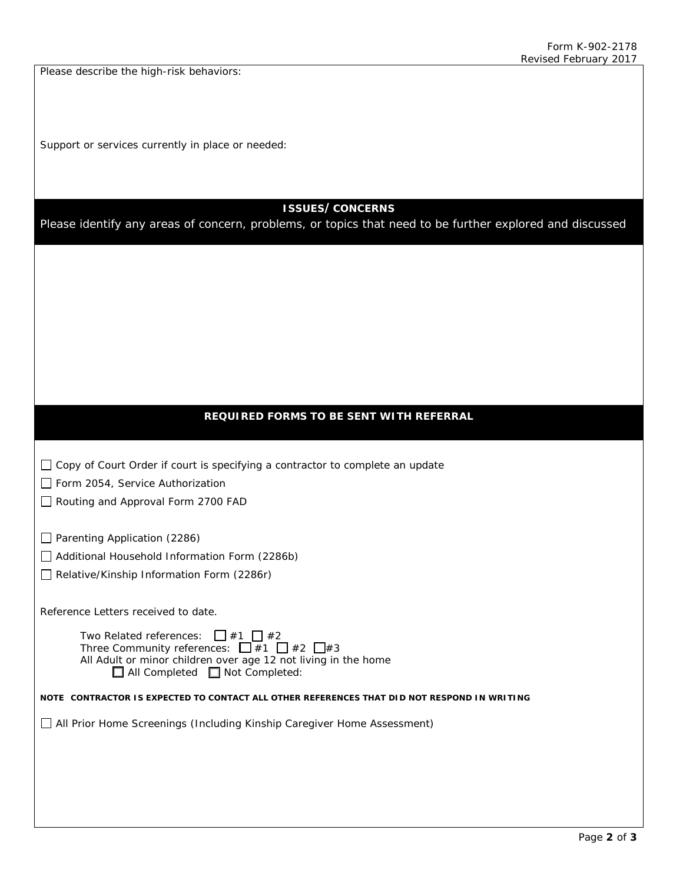Please describe the high-risk behaviors:

Support or services currently in place or needed:

## ISSUES/CONCERNS

Please identify any areas of concern, problems, or topics that need to be further explored and discussed

## REQUIRED FORMS TO BE SENT WITH REFERRAL

- ☐ Copy of Court Order if court is specifying a contractor to complete an update
- ☐ Form 2054, Service Authorization
- ☐ Routing and Approval Form 2700 FAD

- ☐ Parenting Application (2286)
- ☐ Additional Household Information Form (2286b)
- ☐ Relative/Kinship Information Form (2286r)

Reference Letters received to date.

Two Related references: ☐ #1 ☐ #2
Three Community references: ☐ #1 ☐ #2 ☐ #3
All Adult or minor children over age 12 not living in the home
☐ All Completed ☐ Not Completed:

**NOTE CONTRACTOR IS EXPECTED TO CONTACT ALL OTHER REFERENCES THAT DID NOT RESPOND IN WRITING**

- ☐ All Prior Home Screenings (Including Kinship Caregiver Home Assessment)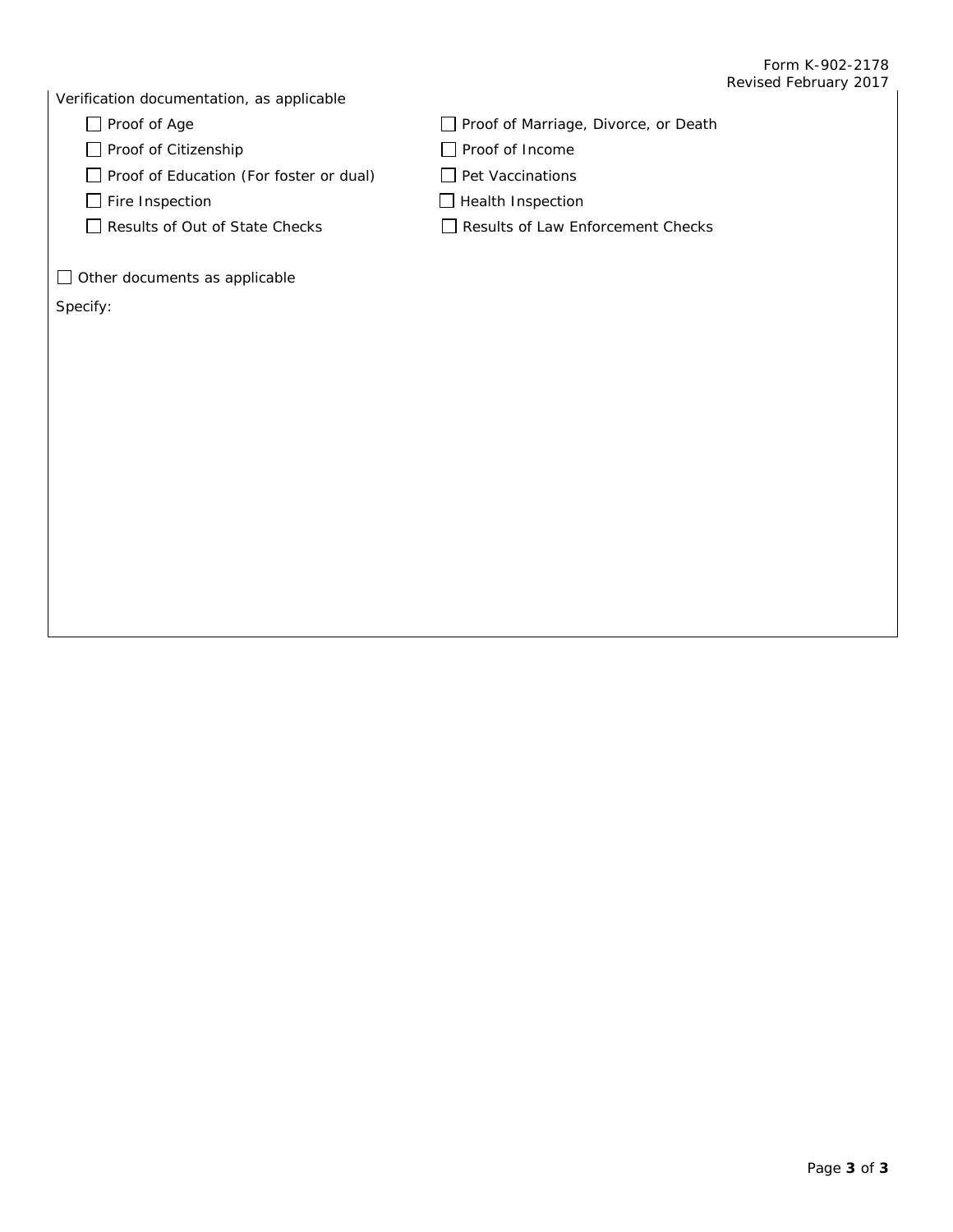Verification documentation, as applicable

- ☐ Proof of Age
- ☐ Proof of Marriage, Divorce, or Death
- ☐ Proof of Citizenship
- ☐ Proof of Income
- ☐ Proof of Education (For foster or dual)
- ☐ Pet Vaccinations
- ☐ Fire Inspection
- ☐ Health Inspection
- ☐ Results of Out of State Checks
- ☐ Results of Law Enforcement Checks

☐ Other documents as applicable

Specify: